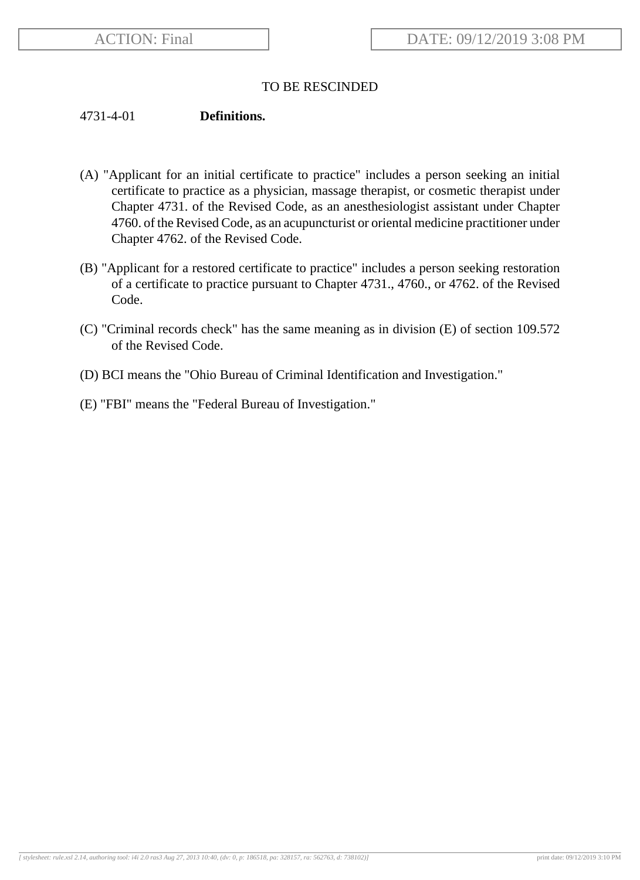ACTION: Final

DATE: 09/12/2019 3:08 PM

TO BE RESCINDED

4731-4-01 **Definitions.**

(A) "Applicant for an initial certificate to practice" includes a person seeking an initial certificate to practice as a physician, massage therapist, or cosmetic therapist under Chapter 4731. of the Revised Code, as an anesthesiologist assistant under Chapter 4760. of the Revised Code, as an acupuncturist or oriental medicine practitioner under Chapter 4762. of the Revised Code.

(B) "Applicant for a restored certificate to practice" includes a person seeking restoration of a certificate to practice pursuant to Chapter 4731., 4760., or 4762. of the Revised Code.

(C) "Criminal records check" has the same meaning as in division (E) of section 109.572 of the Revised Code.

(D) BCI means the "Ohio Bureau of Criminal Identification and Investigation."

(E) "FBI" means the "Federal Bureau of Investigation."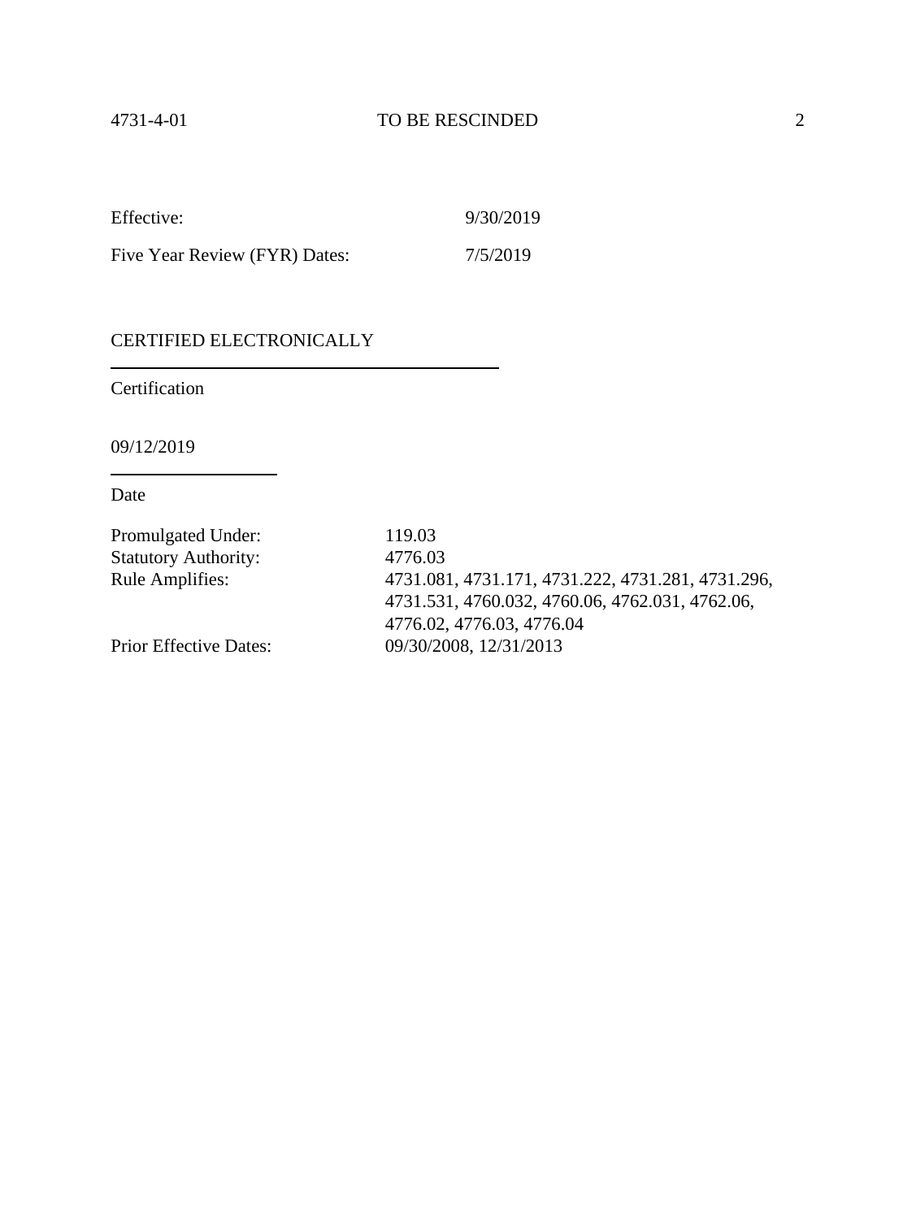Effective: 9/30/2019

Five Year Review (FYR) Dates: 7/5/2019

CERTIFIED ELECTRONICALLY

Certification

09/12/2019

Date

| | |
|---|---|
| Promulgated Under: | 119.03 |
| Statutory Authority: | 4776.03 |
| Rule Amplifies: | 4731.081, 4731.171, 4731.222, 4731.281, 4731.296, 4731.531, 4760.032, 4760.06, 4762.031, 4762.06, 4776.02, 4776.03, 4776.04 |
| Prior Effective Dates: | 09/30/2008, 12/31/2013 |